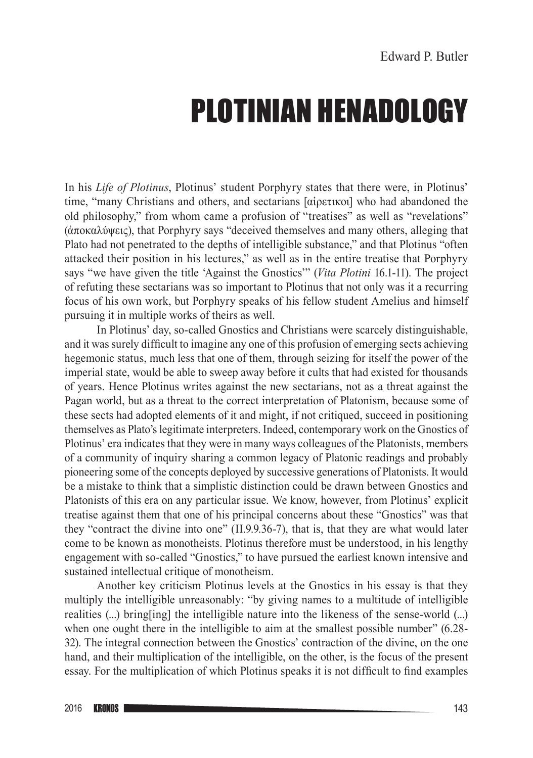Edward P. Butler

# PLOTINIAN HENADOLOGY

In his *Life of Plotinus*, Plotinus' student Porphyry states that there were, in Plotinus' time, "many Christians and others, and sectarians [αἱρετικοι] who had abandoned the old philosophy," from whom came a profusion of "treatises" as well as "revelations" (ἀποκαλύψεις), that Porphyry says "deceived themselves and many others, alleging that Plato had not penetrated to the depths of intelligible substance," and that Plotinus "often attacked their position in his lectures," as well as in the entire treatise that Porphyry says "we have given the title 'Against the Gnostics'" (*Vita Plotini* 16.1-11). The project of refuting these sectarians was so important to Plotinus that not only was it a recurring focus of his own work, but Porphyry speaks of his fellow student Amelius and himself pursuing it in multiple works of theirs as well.

In Plotinus' day, so-called Gnostics and Christians were scarcely distinguishable, and it was surely difficult to imagine any one of this profusion of emerging sects achieving hegemonic status, much less that one of them, through seizing for itself the power of the imperial state, would be able to sweep away before it cults that had existed for thousands of years. Hence Plotinus writes against the new sectarians, not as a threat against the Pagan world, but as a threat to the correct interpretation of Platonism, because some of these sects had adopted elements of it and might, if not critiqued, succeed in positioning themselves as Plato's legitimate interpreters. Indeed, contemporary work on the Gnostics of Plotinus' era indicates that they were in many ways colleagues of the Platonists, members of a community of inquiry sharing a common legacy of Platonic readings and probably pioneering some of the concepts deployed by successive generations of Platonists. It would be a mistake to think that a simplistic distinction could be drawn between Gnostics and Platonists of this era on any particular issue. We know, however, from Plotinus' explicit treatise against them that one of his principal concerns about these "Gnostics" was that they "contract the divine into one" (II.9.9.36-7), that is, that they are what would later come to be known as monotheists. Plotinus therefore must be understood, in his lengthy engagement with so-called "Gnostics," to have pursued the earliest known intensive and sustained intellectual critique of monotheism.

Another key criticism Plotinus levels at the Gnostics in his essay is that they multiply the intelligible unreasonably: "by giving names to a multitude of intelligible realities (...) bring[ing] the intelligible nature into the likeness of the sense-world (...) when one ought there in the intelligible to aim at the smallest possible number" (6.28-32). The integral connection between the Gnostics' contraction of the divine, on the one hand, and their multiplication of the intelligible, on the other, is the focus of the present essay. For the multiplication of which Plotinus speaks it is not difficult to find examples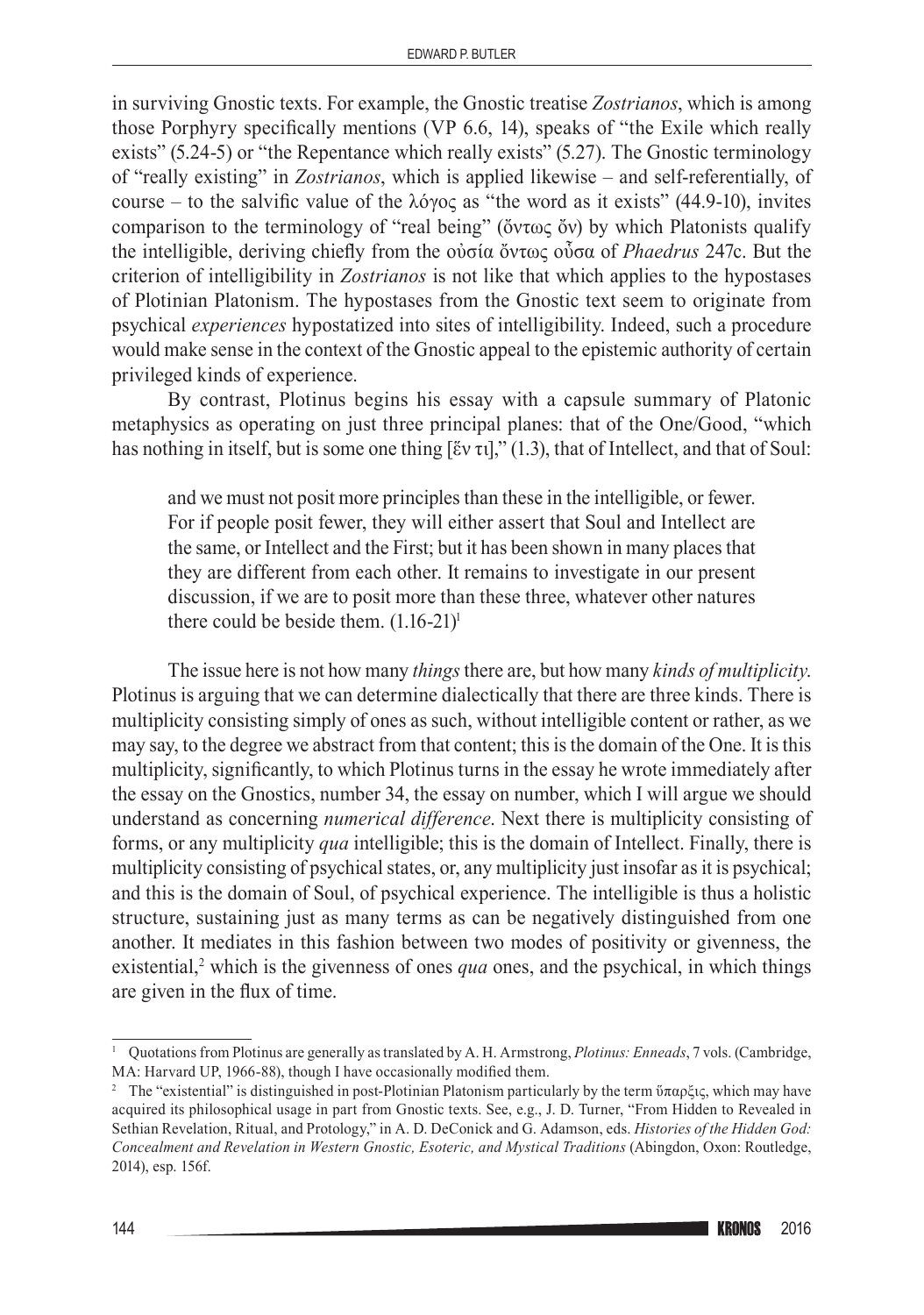in surviving Gnostic texts. For example, the Gnostic treatise *Zostrianos*, which is among those Porphyry specifically mentions (VP 6.6, 14), speaks of "the Exile which really exists" (5.24-5) or "the Repentance which really exists" (5.27). The Gnostic terminology of "really existing" in *Zostrianos*, which is applied likewise – and self-referentially, of course – to the salvific value of the λόγος as "the word as it exists" (44.9-10), invites comparison to the terminology of "real being" (ὄντως ὄν) by which Platonists qualify the intelligible, deriving chiefly from the οὐσία ὄντως οὖσα of *Phaedrus* 247c. But the criterion of intelligibility in *Zostrianos* is not like that which applies to the hypostases of Plotinian Platonism. The hypostases from the Gnostic text seem to originate from psychical *experiences* hypostatized into sites of intelligibility. Indeed, such a procedure would make sense in the context of the Gnostic appeal to the epistemic authority of certain privileged kinds of experience.

By contrast, Plotinus begins his essay with a capsule summary of Platonic metaphysics as operating on just three principal planes: that of the One/Good, "which has nothing in itself, but is some one thing [ἕν τι]," (1.3), that of Intellect, and that of Soul:

> and we must not posit more principles than these in the intelligible, or fewer. For if people posit fewer, they will either assert that Soul and Intellect are the same, or Intellect and the First; but it has been shown in many places that they are different from each other. It remains to investigate in our present discussion, if we are to posit more than these three, whatever other natures there could be beside them. (1.16-21)[1]

The issue here is not how many *things* there are, but how many *kinds of multiplicity*. Plotinus is arguing that we can determine dialectically that there are three kinds. There is multiplicity consisting simply of ones as such, without intelligible content or rather, as we may say, to the degree we abstract from that content; this is the domain of the One. It is this multiplicity, significantly, to which Plotinus turns in the essay he wrote immediately after the essay on the Gnostics, number 34, the essay on number, which I will argue we should understand as concerning *numerical difference*. Next there is multiplicity consisting of forms, or any multiplicity *qua* intelligible; this is the domain of Intellect. Finally, there is multiplicity consisting of psychical states, or, any multiplicity just insofar as it is psychical; and this is the domain of Soul, of psychical experience. The intelligible is thus a holistic structure, sustaining just as many terms as can be negatively distinguished from one another. It mediates in this fashion between two modes of positivity or givenness, the existential,[2] which is the givenness of ones *qua* ones, and the psychical, in which things are given in the flux of time.

---

[1] Quotations from Plotinus are generally as translated by A. H. Armstrong, *Plotinus: Enneads*, 7 vols. (Cambridge, MA: Harvard UP, 1966-88), though I have occasionally modified them.

[2] The "existential" is distinguished in post-Plotinian Platonism particularly by the term ὕπαρξις, which may have acquired its philosophical usage in part from Gnostic texts. See, e.g., J. D. Turner, "From Hidden to Revealed in Sethian Revelation, Ritual, and Protology," in A. D. DeConick and G. Adamson, eds. *Histories of the Hidden God: Concealment and Revelation in Western Gnostic, Esoteric, and Mystical Traditions* (Abingdon, Oxon: Routledge, 2014), esp. 156f.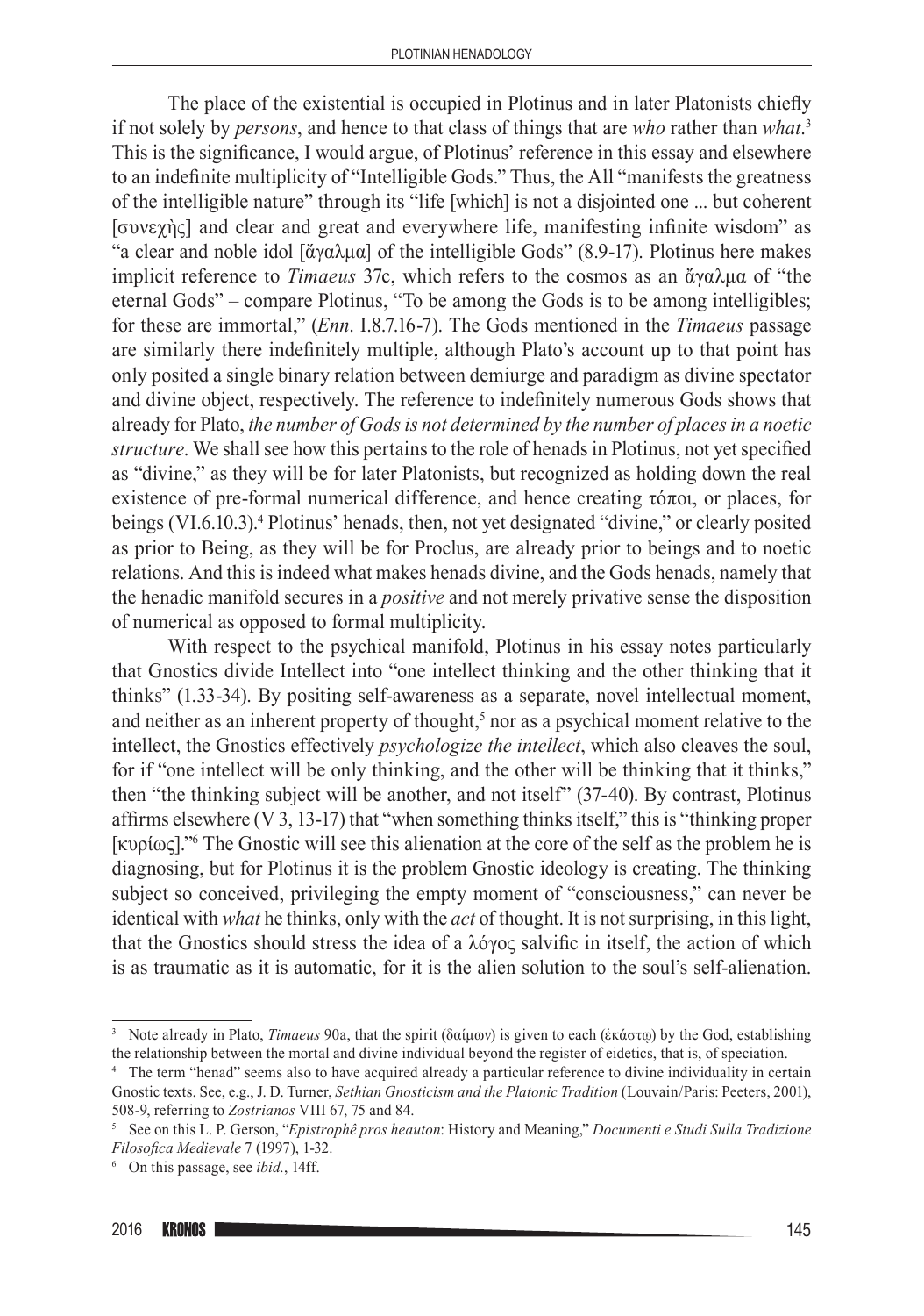The place of the existential is occupied in Plotinus and in later Platonists chiefly if not solely by *persons*, and hence to that class of things that are *who* rather than *what*.[3] This is the significance, I would argue, of Plotinus' reference in this essay and elsewhere to an indefinite multiplicity of "Intelligible Gods." Thus, the All "manifests the greatness of the intelligible nature" through its "life [which] is not a disjointed one ... but coherent [συνεχὴς] and clear and great and everywhere life, manifesting infinite wisdom" as "a clear and noble idol [ἄγαλμα] of the intelligible Gods" (8.9-17). Plotinus here makes implicit reference to *Timaeus* 37c, which refers to the cosmos as an ἄγαλμα of "the eternal Gods" – compare Plotinus, "To be among the Gods is to be among intelligibles; for these are immortal," (*Enn*. I.8.7.16-7). The Gods mentioned in the *Timaeus* passage are similarly there indefinitely multiple, although Plato's account up to that point has only posited a single binary relation between demiurge and paradigm as divine spectator and divine object, respectively. The reference to indefinitely numerous Gods shows that already for Plato, *the number of Gods is not determined by the number of places in a noetic structure*. We shall see how this pertains to the role of henads in Plotinus, not yet specified as "divine," as they will be for later Platonists, but recognized as holding down the real existence of pre-formal numerical difference, and hence creating τόποι, or places, for beings (VI.6.10.3).[4] Plotinus' henads, then, not yet designated "divine," or clearly posited as prior to Being, as they will be for Proclus, are already prior to beings and to noetic relations. And this is indeed what makes henads divine, and the Gods henads, namely that the henadic manifold secures in a *positive* and not merely privative sense the disposition of numerical as opposed to formal multiplicity.

With respect to the psychical manifold, Plotinus in his essay notes particularly that Gnostics divide Intellect into "one intellect thinking and the other thinking that it thinks" (1.33-34). By positing self-awareness as a separate, novel intellectual moment, and neither as an inherent property of thought,[5] nor as a psychical moment relative to the intellect, the Gnostics effectively *psychologize the intellect*, which also cleaves the soul, for if "one intellect will be only thinking, and the other will be thinking that it thinks," then "the thinking subject will be another, and not itself" (37-40). By contrast, Plotinus affirms elsewhere (V 3, 13-17) that "when something thinks itself," this is "thinking proper [κυρίως]."[6] The Gnostic will see this alienation at the core of the self as the problem he is diagnosing, but for Plotinus it is the problem Gnostic ideology is creating. The thinking subject so conceived, privileging the empty moment of "consciousness," can never be identical with *what* he thinks, only with the *act* of thought. It is not surprising, in this light, that the Gnostics should stress the idea of a λόγος salvific in itself, the action of which is as traumatic as it is automatic, for it is the alien solution to the soul's self-alienation.

---

[3] Note already in Plato, *Timaeus* 90a, that the spirit (δαίμων) is given to each (ἑκάστῳ) by the God, establishing the relationship between the mortal and divine individual beyond the register of eidetics, that is, of speciation.

[4] The term "henad" seems also to have acquired already a particular reference to divine individuality in certain Gnostic texts. See, e.g., J. D. Turner, *Sethian Gnosticism and the Platonic Tradition* (Louvain/Paris: Peeters, 2001), 508-9, referring to *Zostrianos* VIII 67, 75 and 84.

[5] See on this L. P. Gerson, "*Epistrophê pros heauton*: History and Meaning," *Documenti e Studi Sulla Tradizione Filosofica Medievale* 7 (1997), 1-32.

[6] On this passage, see *ibid.*, 14ff.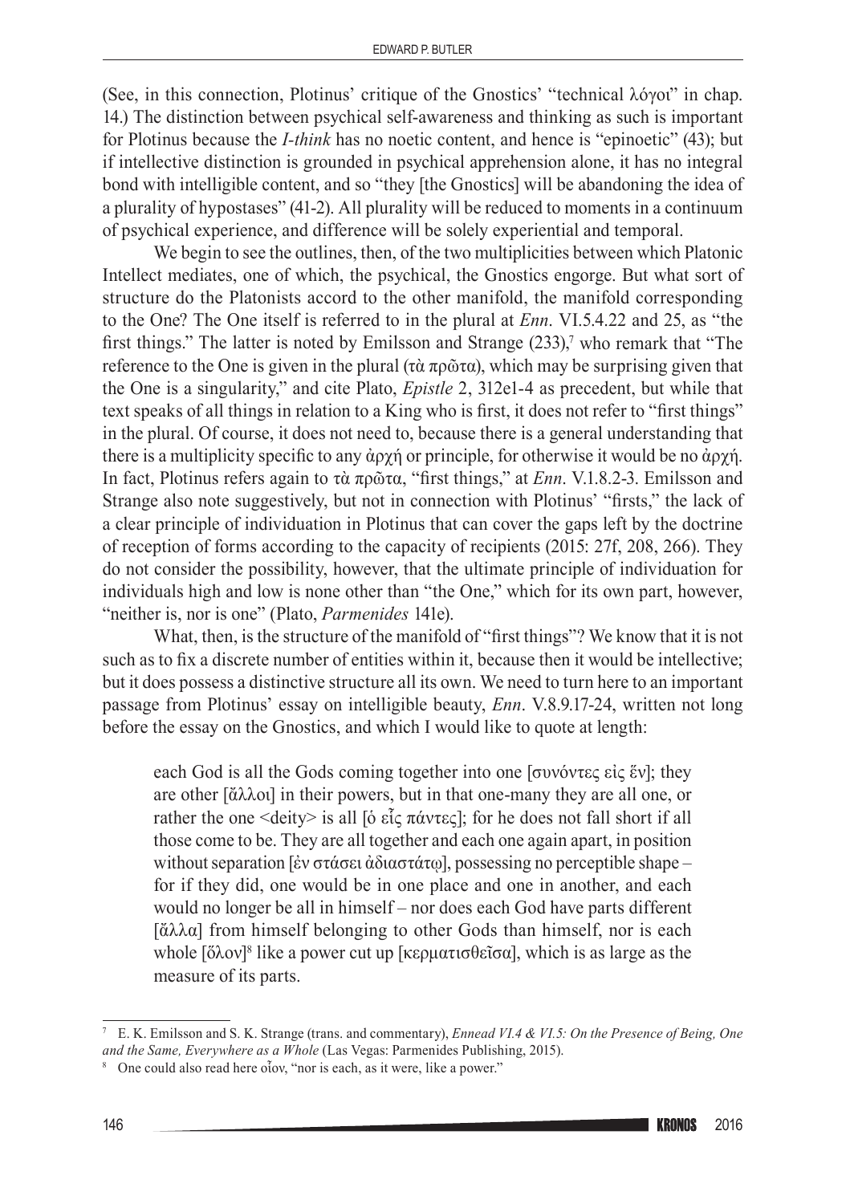(See, in this connection, Plotinus' critique of the Gnostics' "technical λόγοι" in chap. 14.) The distinction between psychical self-awareness and thinking as such is important for Plotinus because the *I-think* has no noetic content, and hence is "epinoetic" (43); but if intellective distinction is grounded in psychical apprehension alone, it has no integral bond with intelligible content, and so "they [the Gnostics] will be abandoning the idea of a plurality of hypostases" (41-2). All plurality will be reduced to moments in a continuum of psychical experience, and difference will be solely experiential and temporal.

We begin to see the outlines, then, of the two multiplicities between which Platonic Intellect mediates, one of which, the psychical, the Gnostics engorge. But what sort of structure do the Platonists accord to the other manifold, the manifold corresponding to the One? The One itself is referred to in the plural at *Enn*. VI.5.4.22 and 25, as "the first things." The latter is noted by Emilsson and Strange (233),[7] who remark that "The reference to the One is given in the plural (τὰ πρῶτα), which may be surprising given that the One is a singularity," and cite Plato, *Epistle* 2, 312e1-4 as precedent, but while that text speaks of all things in relation to a King who is first, it does not refer to "first things" in the plural. Of course, it does not need to, because there is a general understanding that there is a multiplicity specific to any ἀρχή or principle, for otherwise it would be no ἀρχή. In fact, Plotinus refers again to τὰ πρῶτα, "first things," at *Enn*. V.1.8.2-3. Emilsson and Strange also note suggestively, but not in connection with Plotinus' "firsts," the lack of a clear principle of individuation in Plotinus that can cover the gaps left by the doctrine of reception of forms according to the capacity of recipients (2015: 27f, 208, 266). They do not consider the possibility, however, that the ultimate principle of individuation for individuals high and low is none other than "the One," which for its own part, however, "neither is, nor is one" (Plato, *Parmenides* 141e).

What, then, is the structure of the manifold of "first things"? We know that it is not such as to fix a discrete number of entities within it, because then it would be intellective; but it does possess a distinctive structure all its own. We need to turn here to an important passage from Plotinus' essay on intelligible beauty, *Enn*. V.8.9.17-24, written not long before the essay on the Gnostics, and which I would like to quote at length:

> each God is all the Gods coming together into one [συνόντες εἰς ἕν]; they are other [ἄλλοι] in their powers, but in that one-many they are all one, or rather the one <deity> is all [ὁ εἷς πάντες]; for he does not fall short if all those come to be. They are all together and each one again apart, in position without separation [ἐν στάσει ἀδιαστάτῳ], possessing no perceptible shape – for if they did, one would be in one place and one in another, and each would no longer be all in himself – nor does each God have parts different [ἄλλα] from himself belonging to other Gods than himself, nor is each whole [ὅλον][8] like a power cut up [κερματισθεῖσα], which is as large as the measure of its parts.

---

[7] E. K. Emilsson and S. K. Strange (trans. and commentary), *Ennead VI.4 & VI.5: On the Presence of Being, One and the Same, Everywhere as a Whole* (Las Vegas: Parmenides Publishing, 2015).

[8] One could also read here οἷον, "nor is each, as it were, like a power."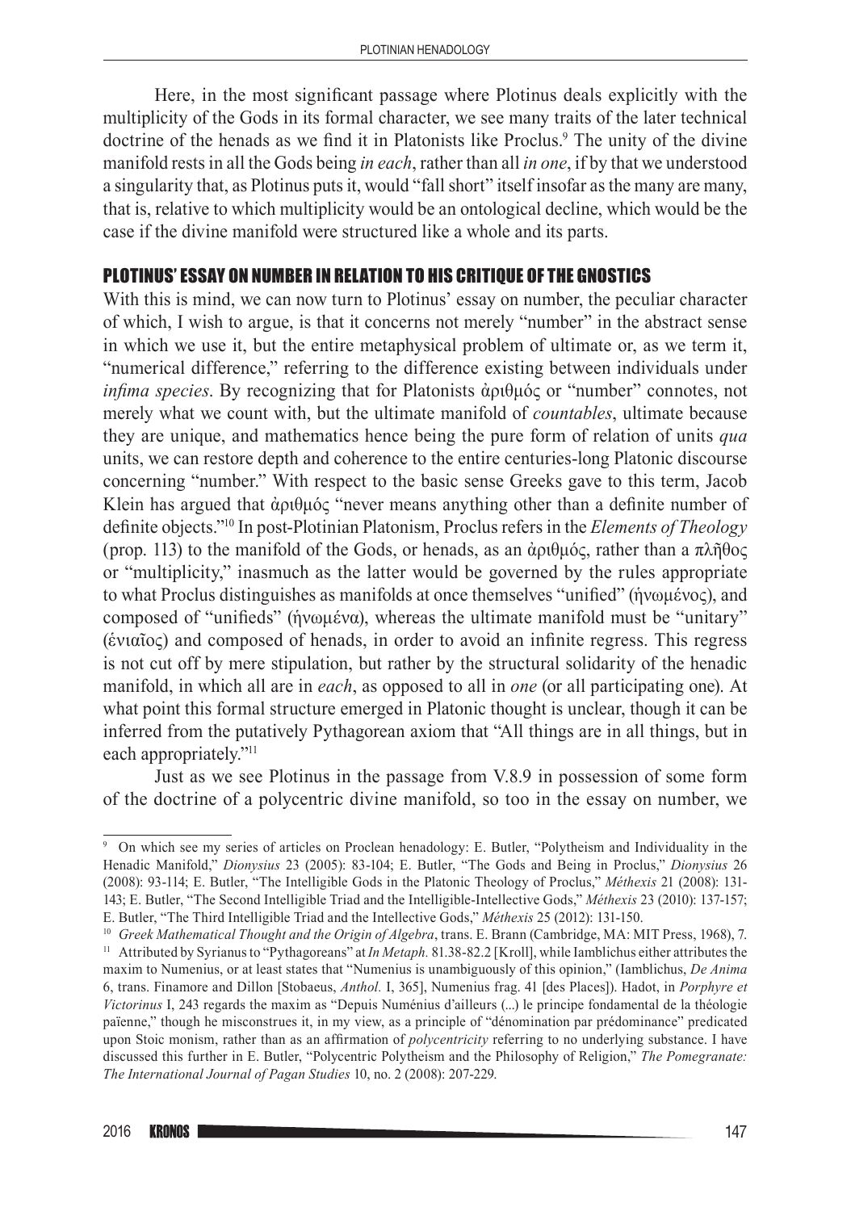Here, in the most significant passage where Plotinus deals explicitly with the multiplicity of the Gods in its formal character, we see many traits of the later technical doctrine of the henads as we find it in Platonists like Proclus.[9] The unity of the divine manifold rests in all the Gods being *in each*, rather than all *in one*, if by that we understood a singularity that, as Plotinus puts it, would "fall short" itself insofar as the many are many, that is, relative to which multiplicity would be an ontological decline, which would be the case if the divine manifold were structured like a whole and its parts.

## PLOTINUS' ESSAY ON NUMBER IN RELATION TO HIS CRITIQUE OF THE GNOSTICS

With this is mind, we can now turn to Plotinus' essay on number, the peculiar character of which, I wish to argue, is that it concerns not merely "number" in the abstract sense in which we use it, but the entire metaphysical problem of ultimate or, as we term it, "numerical difference," referring to the difference existing between individuals under *infima species*. By recognizing that for Platonists ἀριθμός or "number" connotes, not merely what we count with, but the ultimate manifold of *countables*, ultimate because they are unique, and mathematics hence being the pure form of relation of units *qua* units, we can restore depth and coherence to the entire centuries-long Platonic discourse concerning "number." With respect to the basic sense Greeks gave to this term, Jacob Klein has argued that ἀριθμός "never means anything other than a definite number of definite objects."[10] In post-Plotinian Platonism, Proclus refers in the *Elements of Theology* (prop. 113) to the manifold of the Gods, or henads, as an ἀριθμός, rather than a πλῆθος or "multiplicity," inasmuch as the latter would be governed by the rules appropriate to what Proclus distinguishes as manifolds at once themselves "unified" (ἡνωμένος), and composed of "unifieds" (ἡνωμένα), whereas the ultimate manifold must be "unitary" (ἑνιαῖος) and composed of henads, in order to avoid an infinite regress. This regress is not cut off by mere stipulation, but rather by the structural solidarity of the henadic manifold, in which all are in *each*, as opposed to all in *one* (or all participating one). At what point this formal structure emerged in Platonic thought is unclear, though it can be inferred from the putatively Pythagorean axiom that "All things are in all things, but in each appropriately."[11]

Just as we see Plotinus in the passage from V.8.9 in possession of some form of the doctrine of a polycentric divine manifold, so too in the essay on number, we

---

[9] On which see my series of articles on Proclean henadology: E. Butler, "Polytheism and Individuality in the Henadic Manifold," *Dionysius* 23 (2005): 83-104; E. Butler, "The Gods and Being in Proclus," *Dionysius* 26 (2008): 93-114; E. Butler, "The Intelligible Gods in the Platonic Theology of Proclus," *Méthexis* 21 (2008): 131-143; E. Butler, "The Second Intelligible Triad and the Intelligible-Intellective Gods," *Méthexis* 23 (2010): 137-157; E. Butler, "The Third Intelligible Triad and the Intellective Gods," *Méthexis* 25 (2012): 131-150.

[10] *Greek Mathematical Thought and the Origin of Algebra*, trans. E. Brann (Cambridge, MA: MIT Press, 1968), 7.

[11] Attributed by Syrianus to "Pythagoreans" at *In Metaph.* 81.38-82.2 [Kroll], while Iamblichus either attributes the maxim to Numenius, or at least states that "Numenius is unambiguously of this opinion," (Iamblichus, *De Anima* 6, trans. Finamore and Dillon [Stobaeus, *Anthol.* I, 365], Numenius frag. 41 [des Places]). Hadot, in *Porphyre et Victorinus* I, 243 regards the maxim as "Depuis Numénius d'ailleurs (...) le principe fondamental de la théologie païenne," though he misconstrues it, in my view, as a principle of "dénomination par prédominance" predicated upon Stoic monism, rather than as an affirmation of *polycentricity* referring to no underlying substance. I have discussed this further in E. Butler, "Polycentric Polytheism and the Philosophy of Religion," *The Pomegranate: The International Journal of Pagan Studies* 10, no. 2 (2008): 207-229.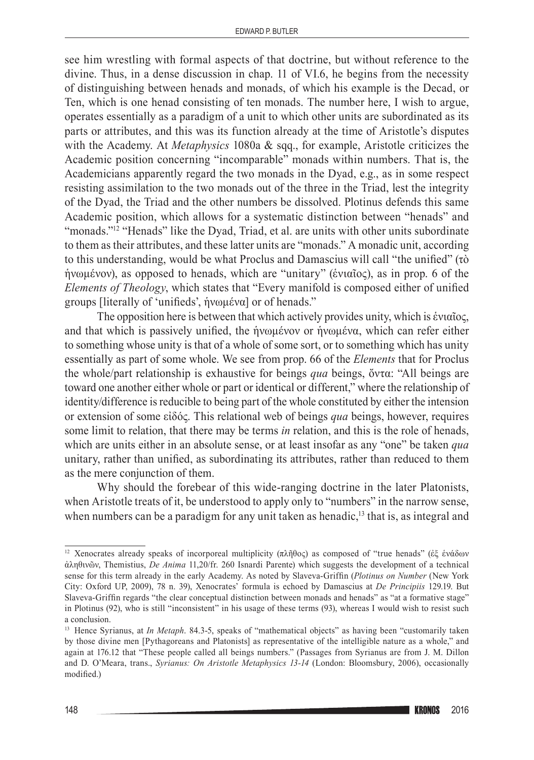see him wrestling with formal aspects of that doctrine, but without reference to the divine. Thus, in a dense discussion in chap. 11 of VI.6, he begins from the necessity of distinguishing between henads and monads, of which his example is the Decad, or Ten, which is one henad consisting of ten monads. The number here, I wish to argue, operates essentially as a paradigm of a unit to which other units are subordinated as its parts or attributes, and this was its function already at the time of Aristotle's disputes with the Academy. At *Metaphysics* 1080a & sqq., for example, Aristotle criticizes the Academic position concerning "incomparable" monads within numbers. That is, the Academicians apparently regard the two monads in the Dyad, e.g., as in some respect resisting assimilation to the two monads out of the three in the Triad, lest the integrity of the Dyad, the Triad and the other numbers be dissolved. Plotinus defends this same Academic position, which allows for a systematic distinction between "henads" and "monads."[12] "Henads" like the Dyad, Triad, et al. are units with other units subordinate to them as their attributes, and these latter units are "monads." A monadic unit, according to this understanding, would be what Proclus and Damascius will call "the unified" (τὸ ἡνωμένον), as opposed to henads, which are "unitary" (ἑνιαῖος), as in prop. 6 of the *Elements of Theology*, which states that "Every manifold is composed either of unified groups [literally of 'unifieds', ἡνωμένα] or of henads."

The opposition here is between that which actively provides unity, which is ἑνιαῖος, and that which is passively unified, the ἡνωμένον or ἡνωμένα, which can refer either to something whose unity is that of a whole of some sort, or to something which has unity essentially as part of some whole. We see from prop. 66 of the *Elements* that for Proclus the whole/part relationship is exhaustive for beings *qua* beings, ὄντα: "All beings are toward one another either whole or part or identical or different," where the relationship of identity/difference is reducible to being part of the whole constituted by either the intension or extension of some εἰδός. This relational web of beings *qua* beings, however, requires some limit to relation, that there may be terms *in* relation, and this is the role of henads, which are units either in an absolute sense, or at least insofar as any "one" be taken *qua* unitary, rather than unified, as subordinating its attributes, rather than reduced to them as the mere conjunction of them.

Why should the forebear of this wide-ranging doctrine in the later Platonists, when Aristotle treats of it, be understood to apply only to "numbers" in the narrow sense, when numbers can be a paradigm for any unit taken as henadic,[13] that is, as integral and

---

[12] Xenocrates already speaks of incorporeal multiplicity (πλῆθος) as composed of "true henads" (ἐξ ἑνάδων ἀληθινῶν, Themistius, *De Anima* 11,20/fr. 260 Isnardi Parente) which suggests the development of a technical sense for this term already in the early Academy. As noted by Slaveva-Griffin (*Plotinus on Number* (New York City: Oxford UP, 2009), 78 n. 39), Xenocrates' formula is echoed by Damascius at *De Principiis* 129.19. But Slaveva-Griffin regards "the clear conceptual distinction between monads and henads" as "at a formative stage" in Plotinus (92), who is still "inconsistent" in his usage of these terms (93), whereas I would wish to resist such a conclusion.

[13] Hence Syrianus, at *In Metaph*. 84.3-5, speaks of "mathematical objects" as having been "customarily taken by those divine men [Pythagoreans and Platonists] as representative of the intelligible nature as a whole," and again at 176.12 that "These people called all beings numbers." (Passages from Syrianus are from J. M. Dillon and D. O'Meara, trans., *Syrianus: On Aristotle Metaphysics 13-14* (London: Bloomsbury, 2006), occasionally modified.)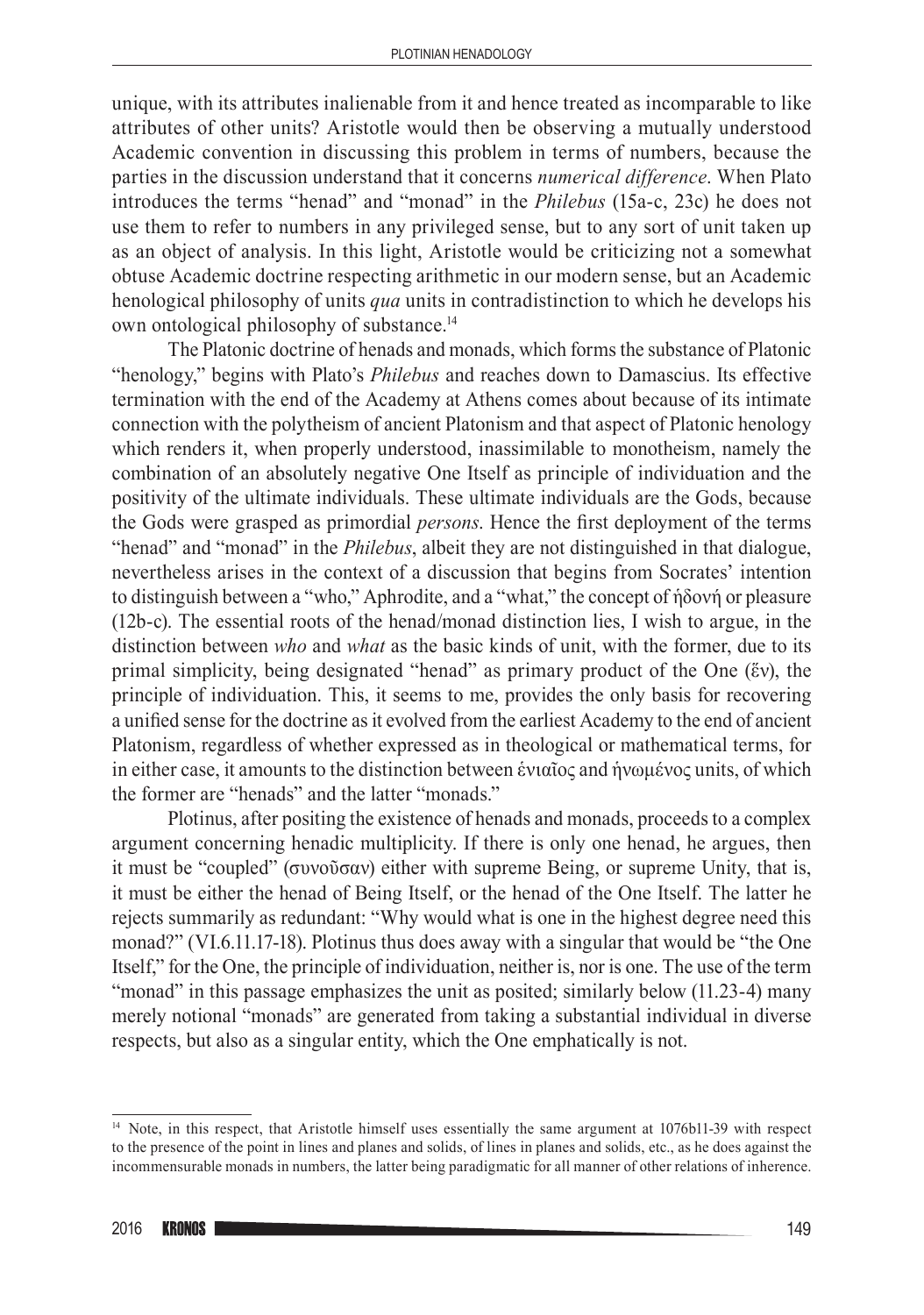unique, with its attributes inalienable from it and hence treated as incomparable to like attributes of other units? Aristotle would then be observing a mutually understood Academic convention in discussing this problem in terms of numbers, because the parties in the discussion understand that it concerns *numerical difference*. When Plato introduces the terms "henad" and "monad" in the *Philebus* (15a-c, 23c) he does not use them to refer to numbers in any privileged sense, but to any sort of unit taken up as an object of analysis. In this light, Aristotle would be criticizing not a somewhat obtuse Academic doctrine respecting arithmetic in our modern sense, but an Academic henological philosophy of units *qua* units in contradistinction to which he develops his own ontological philosophy of substance.[14]

The Platonic doctrine of henads and monads, which forms the substance of Platonic "henology," begins with Plato's *Philebus* and reaches down to Damascius. Its effective termination with the end of the Academy at Athens comes about because of its intimate connection with the polytheism of ancient Platonism and that aspect of Platonic henology which renders it, when properly understood, inassimilable to monotheism, namely the combination of an absolutely negative One Itself as principle of individuation and the positivity of the ultimate individuals. These ultimate individuals are the Gods, because the Gods were grasped as primordial *persons*. Hence the first deployment of the terms "henad" and "monad" in the *Philebus*, albeit they are not distinguished in that dialogue, nevertheless arises in the context of a discussion that begins from Socrates' intention to distinguish between a "who," Aphrodite, and a "what," the concept of ἡδονή or pleasure (12b-c). The essential roots of the henad/monad distinction lies, I wish to argue, in the distinction between *who* and *what* as the basic kinds of unit, with the former, due to its primal simplicity, being designated "henad" as primary product of the One (ἕν), the principle of individuation. This, it seems to me, provides the only basis for recovering a unified sense for the doctrine as it evolved from the earliest Academy to the end of ancient Platonism, regardless of whether expressed as in theological or mathematical terms, for in either case, it amounts to the distinction between ἑνιαῖος and ἡνωμένος units, of which the former are "henads" and the latter "monads."

Plotinus, after positing the existence of henads and monads, proceeds to a complex argument concerning henadic multiplicity. If there is only one henad, he argues, then it must be "coupled" (συνοῦσαν) either with supreme Being, or supreme Unity, that is, it must be either the henad of Being Itself, or the henad of the One Itself. The latter he rejects summarily as redundant: "Why would what is one in the highest degree need this monad?" (VI.6.11.17-18). Plotinus thus does away with a singular that would be "the One Itself," for the One, the principle of individuation, neither is, nor is one. The use of the term "monad" in this passage emphasizes the unit as posited; similarly below (11.23-4) many merely notional "monads" are generated from taking a substantial individual in diverse respects, but also as a singular entity, which the One emphatically is not.

---

[14] Note, in this respect, that Aristotle himself uses essentially the same argument at 1076b11-39 with respect to the presence of the point in lines and planes and solids, of lines in planes and solids, etc., as he does against the incommensurable monads in numbers, the latter being paradigmatic for all manner of other relations of inherence.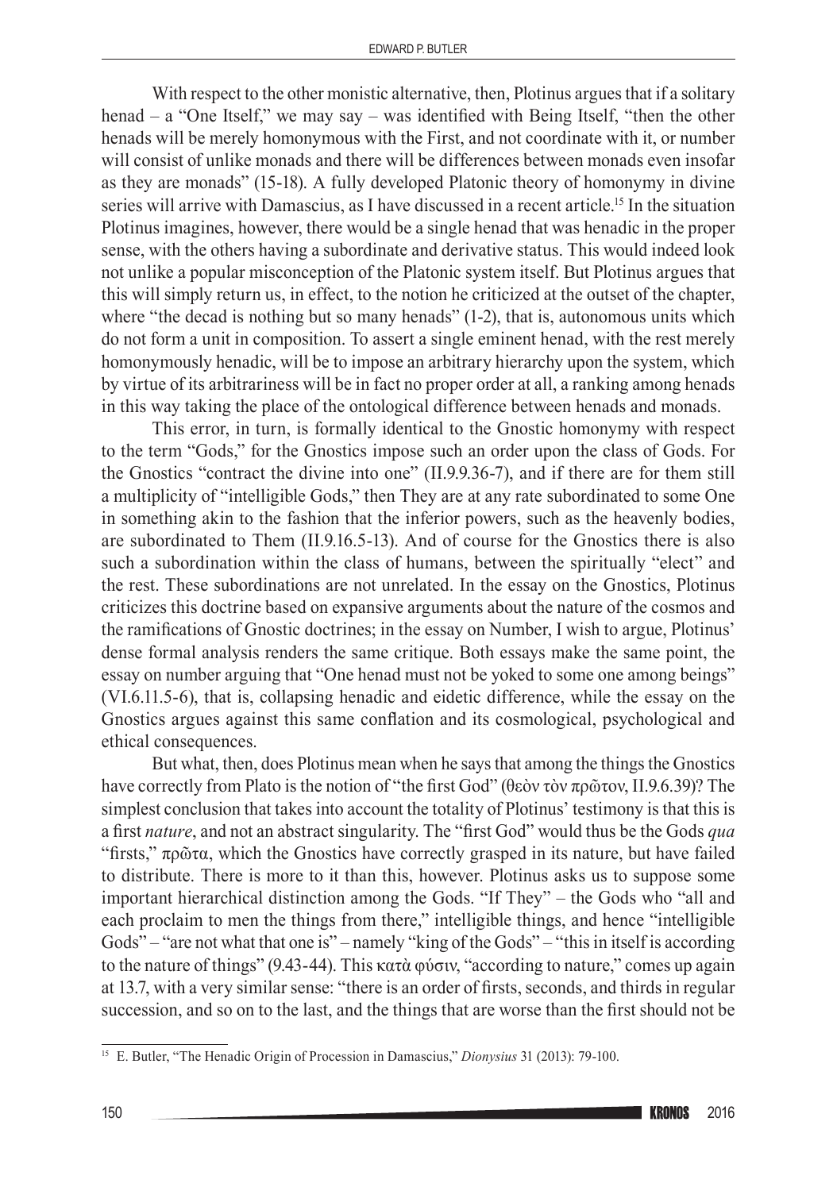With respect to the other monistic alternative, then, Plotinus argues that if a solitary henad – a "One Itself," we may say – was identified with Being Itself, "then the other henads will be merely homonymous with the First, and not coordinate with it, or number will consist of unlike monads and there will be differences between monads even insofar as they are monads" (15-18). A fully developed Platonic theory of homonymy in divine series will arrive with Damascius, as I have discussed in a recent article.[15] In the situation Plotinus imagines, however, there would be a single henad that was henadic in the proper sense, with the others having a subordinate and derivative status. This would indeed look not unlike a popular misconception of the Platonic system itself. But Plotinus argues that this will simply return us, in effect, to the notion he criticized at the outset of the chapter, where "the decad is nothing but so many henads" (1-2), that is, autonomous units which do not form a unit in composition. To assert a single eminent henad, with the rest merely homonymously henadic, will be to impose an arbitrary hierarchy upon the system, which by virtue of its arbitrariness will be in fact no proper order at all, a ranking among henads in this way taking the place of the ontological difference between henads and monads.

This error, in turn, is formally identical to the Gnostic homonymy with respect to the term "Gods," for the Gnostics impose such an order upon the class of Gods. For the Gnostics "contract the divine into one" (II.9.9.36-7), and if there are for them still a multiplicity of "intelligible Gods," then They are at any rate subordinated to some One in something akin to the fashion that the inferior powers, such as the heavenly bodies, are subordinated to Them (II.9.16.5-13). And of course for the Gnostics there is also such a subordination within the class of humans, between the spiritually "elect" and the rest. These subordinations are not unrelated. In the essay on the Gnostics, Plotinus criticizes this doctrine based on expansive arguments about the nature of the cosmos and the ramifications of Gnostic doctrines; in the essay on Number, I wish to argue, Plotinus' dense formal analysis renders the same critique. Both essays make the same point, the essay on number arguing that "One henad must not be yoked to some one among beings" (VI.6.11.5-6), that is, collapsing henadic and eidetic difference, while the essay on the Gnostics argues against this same conflation and its cosmological, psychological and ethical consequences.

But what, then, does Plotinus mean when he says that among the things the Gnostics have correctly from Plato is the notion of "the first God" (θεὸν τὸν πρῶτον, II.9.6.39)? The simplest conclusion that takes into account the totality of Plotinus' testimony is that this is a first *nature*, and not an abstract singularity. The "first God" would thus be the Gods *qua* "firsts," πρῶτα, which the Gnostics have correctly grasped in its nature, but have failed to distribute. There is more to it than this, however. Plotinus asks us to suppose some important hierarchical distinction among the Gods. "If They" – the Gods who "all and each proclaim to men the things from there," intelligible things, and hence "intelligible Gods" – "are not what that one is" – namely "king of the Gods" – "this in itself is according to the nature of things" (9.43-44). This κατὰ φύσιν, "according to nature," comes up again at 13.7, with a very similar sense: "there is an order of firsts, seconds, and thirds in regular succession, and so on to the last, and the things that are worse than the first should not be

[15] E. Butler, "The Henadic Origin of Procession in Damascius," *Dionysius* 31 (2013): 79-100.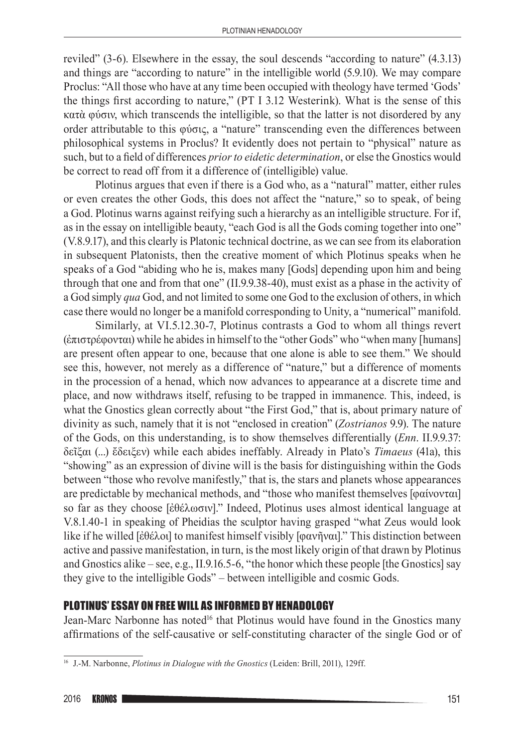reviled" (3-6). Elsewhere in the essay, the soul descends "according to nature" (4.3.13) and things are "according to nature" in the intelligible world (5.9.10). We may compare Proclus: "All those who have at any time been occupied with theology have termed 'Gods' the things first according to nature," (PT I 3.12 Westerink). What is the sense of this κατὰ φύσιν, which transcends the intelligible, so that the latter is not disordered by any order attributable to this φύσις, a "nature" transcending even the differences between philosophical systems in Proclus? It evidently does not pertain to "physical" nature as such, but to a field of differences *prior to eidetic determination*, or else the Gnostics would be correct to read off from it a difference of (intelligible) value.

Plotinus argues that even if there is a God who, as a "natural" matter, either rules or even creates the other Gods, this does not affect the "nature," so to speak, of being a God. Plotinus warns against reifying such a hierarchy as an intelligible structure. For if, as in the essay on intelligible beauty, "each God is all the Gods coming together into one" (V.8.9.17), and this clearly is Platonic technical doctrine, as we can see from its elaboration in subsequent Platonists, then the creative moment of which Plotinus speaks when he speaks of a God "abiding who he is, makes many [Gods] depending upon him and being through that one and from that one" (II.9.9.38-40), must exist as a phase in the activity of a God simply *qua* God, and not limited to some one God to the exclusion of others, in which case there would no longer be a manifold corresponding to Unity, a "numerical" manifold.

Similarly, at VI.5.12.30-7, Plotinus contrasts a God to whom all things revert (ἐπιστρέφονται) while he abides in himself to the "other Gods" who "when many [humans] are present often appear to one, because that one alone is able to see them." We should see this, however, not merely as a difference of "nature," but a difference of moments in the procession of a henad, which now advances to appearance at a discrete time and place, and now withdraws itself, refusing to be trapped in immanence. This, indeed, is what the Gnostics glean correctly about "the First God," that is, about primary nature of divinity as such, namely that it is not "enclosed in creation" (*Zostrianos* 9.9). The nature of the Gods, on this understanding, is to show themselves differentially (*Enn*. II.9.9.37: δεῖξαι (...) ἔδειξεν) while each abides ineffably. Already in Plato's *Timaeus* (41a), this "showing" as an expression of divine will is the basis for distinguishing within the Gods between "those who revolve manifestly," that is, the stars and planets whose appearances are predictable by mechanical methods, and "those who manifest themselves [φαίνονται] so far as they choose [ἐθέλωσιν]." Indeed, Plotinus uses almost identical language at V.8.1.40-1 in speaking of Pheidias the sculptor having grasped "what Zeus would look like if he willed [ἐθέλοι] to manifest himself visibly [φανῆναι]." This distinction between active and passive manifestation, in turn, is the most likely origin of that drawn by Plotinus and Gnostics alike – see, e.g., II.9.16.5-6, "the honor which these people [the Gnostics] say they give to the intelligible Gods" – between intelligible and cosmic Gods.

## PLOTINUS' ESSAY ON FREE WILL AS INFORMED BY HENADOLOGY

Jean-Marc Narbonne has noted[16] that Plotinus would have found in the Gnostics many affirmations of the self-causative or self-constituting character of the single God or of

[16] J.-M. Narbonne, *Plotinus in Dialogue with the Gnostics* (Leiden: Brill, 2011), 129ff.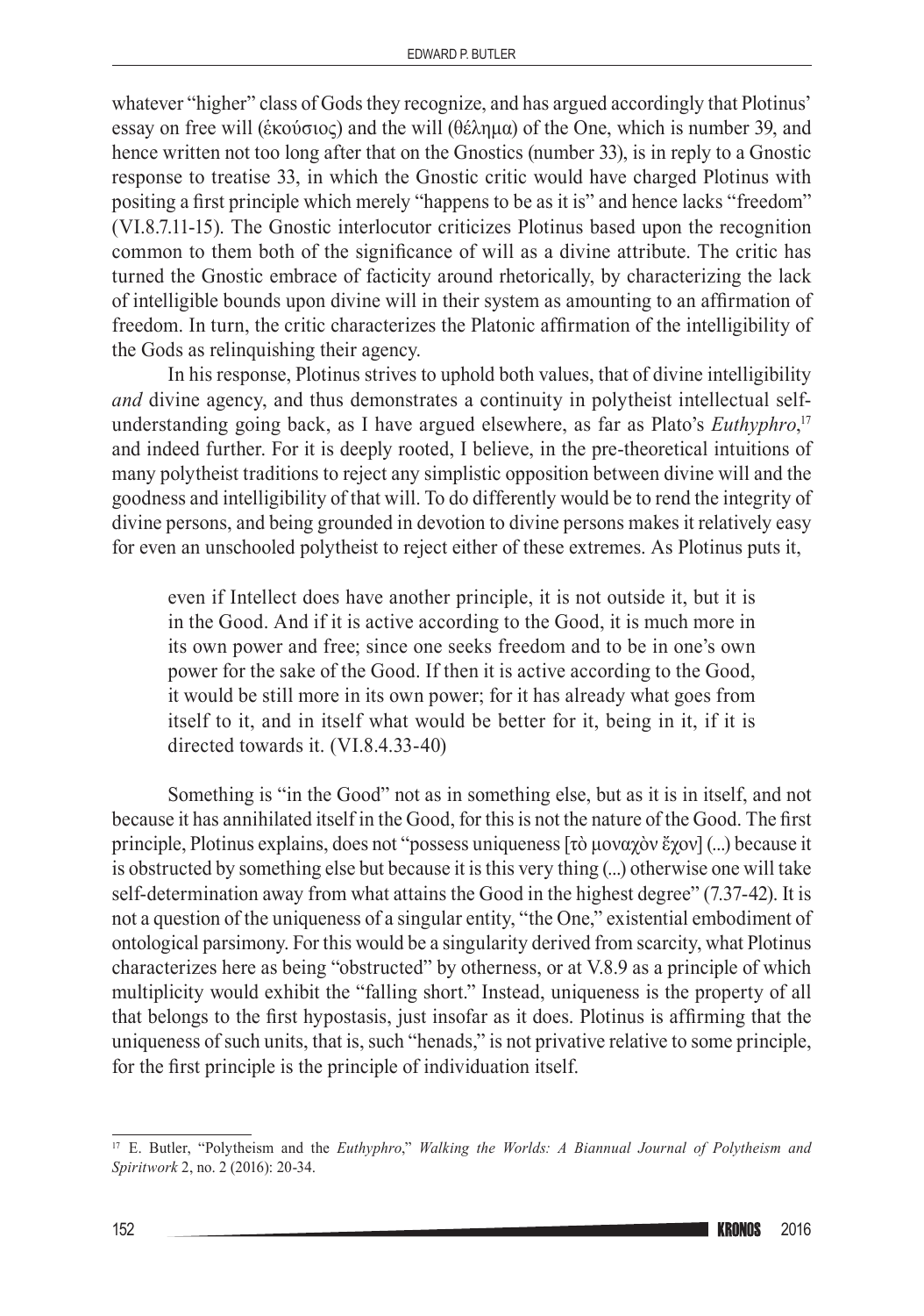whatever "higher" class of Gods they recognize, and has argued accordingly that Plotinus' essay on free will (ἑκούσιος) and the will (θέλημα) of the One, which is number 39, and hence written not too long after that on the Gnostics (number 33), is in reply to a Gnostic response to treatise 33, in which the Gnostic critic would have charged Plotinus with positing a first principle which merely "happens to be as it is" and hence lacks "freedom" (VI.8.7.11-15). The Gnostic interlocutor criticizes Plotinus based upon the recognition common to them both of the significance of will as a divine attribute. The critic has turned the Gnostic embrace of facticity around rhetorically, by characterizing the lack of intelligible bounds upon divine will in their system as amounting to an affirmation of freedom. In turn, the critic characterizes the Platonic affirmation of the intelligibility of the Gods as relinquishing their agency.

In his response, Plotinus strives to uphold both values, that of divine intelligibility *and* divine agency, and thus demonstrates a continuity in polytheist intellectual self-understanding going back, as I have argued elsewhere, as far as Plato's *Euthyphro*,[17] and indeed further. For it is deeply rooted, I believe, in the pre-theoretical intuitions of many polytheist traditions to reject any simplistic opposition between divine will and the goodness and intelligibility of that will. To do differently would be to rend the integrity of divine persons, and being grounded in devotion to divine persons makes it relatively easy for even an unschooled polytheist to reject either of these extremes. As Plotinus puts it,

> even if Intellect does have another principle, it is not outside it, but it is in the Good. And if it is active according to the Good, it is much more in its own power and free; since one seeks freedom and to be in one's own power for the sake of the Good. If then it is active according to the Good, it would be still more in its own power; for it has already what goes from itself to it, and in itself what would be better for it, being in it, if it is directed towards it. (VI.8.4.33-40)

Something is "in the Good" not as in something else, but as it is in itself, and not because it has annihilated itself in the Good, for this is not the nature of the Good. The first principle, Plotinus explains, does not "possess uniqueness [τὸ μοναχὸν ἔχον] (...) because it is obstructed by something else but because it is this very thing (...) otherwise one will take self-determination away from what attains the Good in the highest degree" (7.37-42). It is not a question of the uniqueness of a singular entity, "the One," existential embodiment of ontological parsimony. For this would be a singularity derived from scarcity, what Plotinus characterizes here as being "obstructed" by otherness, or at V.8.9 as a principle of which multiplicity would exhibit the "falling short." Instead, uniqueness is the property of all that belongs to the first hypostasis, just insofar as it does. Plotinus is affirming that the uniqueness of such units, that is, such "henads," is not privative relative to some principle, for the first principle is the principle of individuation itself.

---

[17] E. Butler, "Polytheism and the *Euthyphro*," *Walking the Worlds: A Biannual Journal of Polytheism and Spiritwork* 2, no. 2 (2016): 20-34.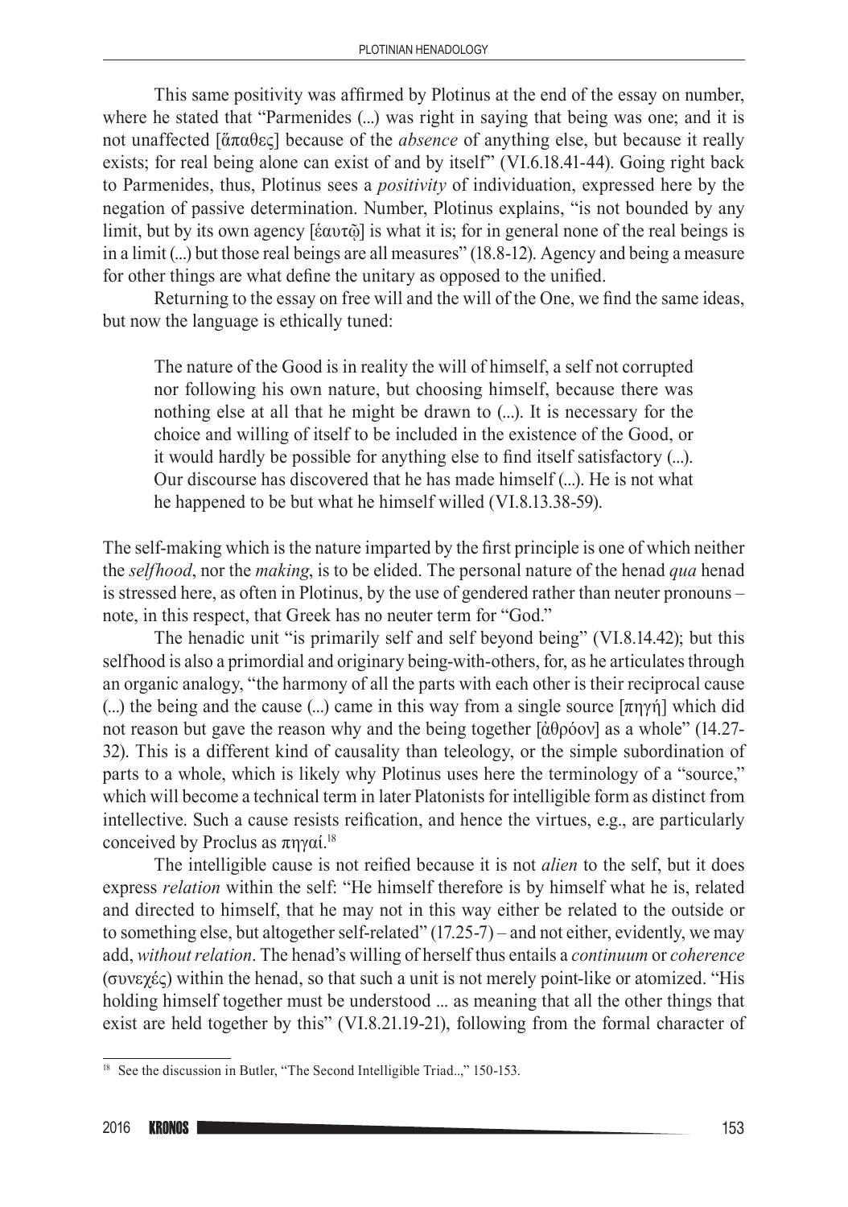This same positivity was affirmed by Plotinus at the end of the essay on number, where he stated that "Parmenides (...) was right in saying that being was one; and it is not unaffected [ἄπαθες] because of the *absence* of anything else, but because it really exists; for real being alone can exist of and by itself" (VI.6.18.41-44). Going right back to Parmenides, thus, Plotinus sees a *positivity* of individuation, expressed here by the negation of passive determination. Number, Plotinus explains, "is not bounded by any limit, but by its own agency [ἑαυτῷ] is what it is; for in general none of the real beings is in a limit (...) but those real beings are all measures" (18.8-12). Agency and being a measure for other things are what define the unitary as opposed to the unified.

Returning to the essay on free will and the will of the One, we find the same ideas, but now the language is ethically tuned:

> The nature of the Good is in reality the will of himself, a self not corrupted nor following his own nature, but choosing himself, because there was nothing else at all that he might be drawn to (...). It is necessary for the choice and willing of itself to be included in the existence of the Good, or it would hardly be possible for anything else to find itself satisfactory (...). Our discourse has discovered that he has made himself (...). He is not what he happened to be but what he himself willed (VI.8.13.38-59).

The self-making which is the nature imparted by the first principle is one of which neither the *selfhood*, nor the *making*, is to be elided. The personal nature of the henad *qua* henad is stressed here, as often in Plotinus, by the use of gendered rather than neuter pronouns – note, in this respect, that Greek has no neuter term for "God."

The henadic unit "is primarily self and self beyond being" (VI.8.14.42); but this selfhood is also a primordial and originary being-with-others, for, as he articulates through an organic analogy, "the harmony of all the parts with each other is their reciprocal cause (...) the being and the cause (...) came in this way from a single source [πηγή] which did not reason but gave the reason why and the being together [ἀθρόον] as a whole" (14.27-32). This is a different kind of causality than teleology, or the simple subordination of parts to a whole, which is likely why Plotinus uses here the terminology of a "source," which will become a technical term in later Platonists for intelligible form as distinct from intellective. Such a cause resists reification, and hence the virtues, e.g., are particularly conceived by Proclus as πηγαί.[18]

The intelligible cause is not reified because it is not *alien* to the self, but it does express *relation* within the self: "He himself therefore is by himself what he is, related and directed to himself, that he may not in this way either be related to the outside or to something else, but altogether self-related" (17.25-7) – and not either, evidently, we may add, *without relation*. The henad's willing of herself thus entails a *continuum* or *coherence* (συνεχές) within the henad, so that such a unit is not merely point-like or atomized. "His holding himself together must be understood ... as meaning that all the other things that exist are held together by this" (VI.8.21.19-21), following from the formal character of

[18] See the discussion in Butler, "The Second Intelligible Triad..," 150-153.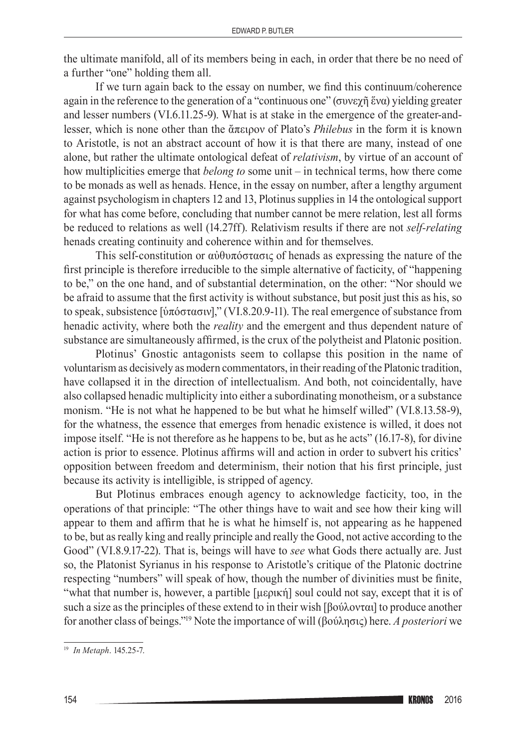the ultimate manifold, all of its members being in each, in order that there be no need of a further "one" holding them all.

If we turn again back to the essay on number, we find this continuum/coherence again in the reference to the generation of a "continuous one" (συνεχῆ ἕνα) yielding greater and lesser numbers (VI.6.11.25-9). What is at stake in the emergence of the greater-and-lesser, which is none other than the ἄπειρον of Plato's *Philebus* in the form it is known to Aristotle, is not an abstract account of how it is that there are many, instead of one alone, but rather the ultimate ontological defeat of *relativism*, by virtue of an account of how multiplicities emerge that *belong to* some unit – in technical terms, how there come to be monads as well as henads. Hence, in the essay on number, after a lengthy argument against psychologism in chapters 12 and 13, Plotinus supplies in 14 the ontological support for what has come before, concluding that number cannot be mere relation, lest all forms be reduced to relations as well (14.27ff). Relativism results if there are not *self-relating* henads creating continuity and coherence within and for themselves.

This self-constitution or αὐθυπόστασις of henads as expressing the nature of the first principle is therefore irreducible to the simple alternative of facticity, of "happening to be," on the one hand, and of substantial determination, on the other: "Nor should we be afraid to assume that the first activity is without substance, but posit just this as his, so to speak, subsistence [ὑπόστασιν]," (VI.8.20.9-11). The real emergence of substance from henadic activity, where both the *reality* and the emergent and thus dependent nature of substance are simultaneously affirmed, is the crux of the polytheist and Platonic position.

Plotinus' Gnostic antagonists seem to collapse this position in the name of voluntarism as decisively as modern commentators, in their reading of the Platonic tradition, have collapsed it in the direction of intellectualism. And both, not coincidentally, have also collapsed henadic multiplicity into either a subordinating monotheism, or a substance monism. "He is not what he happened to be but what he himself willed" (VI.8.13.58-9), for the whatness, the essence that emerges from henadic existence is willed, it does not impose itself. "He is not therefore as he happens to be, but as he acts" (16.17-8), for divine action is prior to essence. Plotinus affirms will and action in order to subvert his critics' opposition between freedom and determinism, their notion that his first principle, just because its activity is intelligible, is stripped of agency.

But Plotinus embraces enough agency to acknowledge facticity, too, in the operations of that principle: "The other things have to wait and see how their king will appear to them and affirm that he is what he himself is, not appearing as he happened to be, but as really king and really principle and really the Good, not active according to the Good" (VI.8.9.17-22). That is, beings will have to *see* what Gods there actually are. Just so, the Platonist Syrianus in his response to Aristotle's critique of the Platonic doctrine respecting "numbers" will speak of how, though the number of divinities must be finite, "what that number is, however, a partible [μερική] soul could not say, except that it is of such a size as the principles of these extend to in their wish [βούλονται] to produce another for another class of beings."[19] Note the importance of will (βούλησις) here. *A posteriori* we

[19] *In Metaph*. 145.25-7.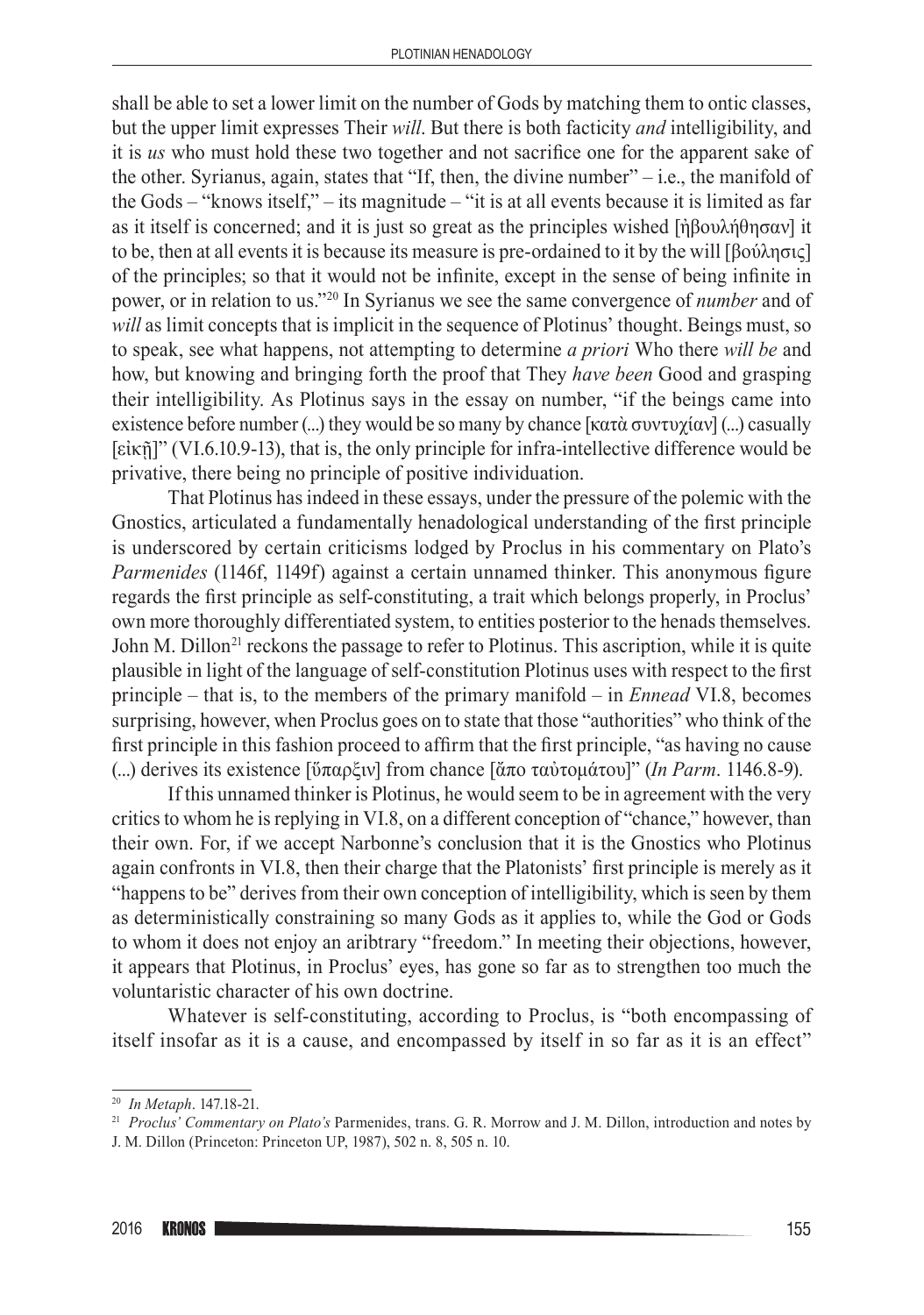shall be able to set a lower limit on the number of Gods by matching them to ontic classes, but the upper limit expresses Their *will*. But there is both facticity *and* intelligibility, and it is *us* who must hold these two together and not sacrifice one for the apparent sake of the other. Syrianus, again, states that "If, then, the divine number" – i.e., the manifold of the Gods – "knows itself," – its magnitude – "it is at all events because it is limited as far as it itself is concerned; and it is just so great as the principles wished [ἠβουλήθησαν] it to be, then at all events it is because its measure is pre-ordained to it by the will [βούλησις] of the principles; so that it would not be infinite, except in the sense of being infinite in power, or in relation to us."[20] In Syrianus we see the same convergence of *number* and of *will* as limit concepts that is implicit in the sequence of Plotinus' thought. Beings must, so to speak, see what happens, not attempting to determine *a priori* Who there *will be* and how, but knowing and bringing forth the proof that They *have been* Good and grasping their intelligibility. As Plotinus says in the essay on number, "if the beings came into existence before number (...) they would be so many by chance [κατὰ συντυχίαν] (...) casually [εἰκῇ]" (VI.6.10.9-13), that is, the only principle for infra-intellective difference would be privative, there being no principle of positive individuation.

That Plotinus has indeed in these essays, under the pressure of the polemic with the Gnostics, articulated a fundamentally henadological understanding of the first principle is underscored by certain criticisms lodged by Proclus in his commentary on Plato's *Parmenides* (1146f, 1149f) against a certain unnamed thinker. This anonymous figure regards the first principle as self-constituting, a trait which belongs properly, in Proclus' own more thoroughly differentiated system, to entities posterior to the henads themselves. John M. Dillon[21] reckons the passage to refer to Plotinus. This ascription, while it is quite plausible in light of the language of self-constitution Plotinus uses with respect to the first principle – that is, to the members of the primary manifold – in *Ennead* VI.8, becomes surprising, however, when Proclus goes on to state that those "authorities" who think of the first principle in this fashion proceed to affirm that the first principle, "as having no cause (...) derives its existence [ὕπαρξιν] from chance [ἄπο ταὐτομάτου]" (*In Parm*. 1146.8-9).

If this unnamed thinker is Plotinus, he would seem to be in agreement with the very critics to whom he is replying in VI.8, on a different conception of "chance," however, than their own. For, if we accept Narbonne's conclusion that it is the Gnostics who Plotinus again confronts in VI.8, then their charge that the Platonists' first principle is merely as it "happens to be" derives from their own conception of intelligibility, which is seen by them as deterministically constraining so many Gods as it applies to, while the God or Gods to whom it does not enjoy an aribtrary "freedom." In meeting their objections, however, it appears that Plotinus, in Proclus' eyes, has gone so far as to strengthen too much the voluntaristic character of his own doctrine.

Whatever is self-constituting, according to Proclus, is "both encompassing of itself insofar as it is a cause, and encompassed by itself in so far as it is an effect"

---

[20] *In Metaph*. 147.18-21.

[21] *Proclus' Commentary on Plato's* Parmenides, trans. G. R. Morrow and J. M. Dillon, introduction and notes by J. M. Dillon (Princeton: Princeton UP, 1987), 502 n. 8, 505 n. 10.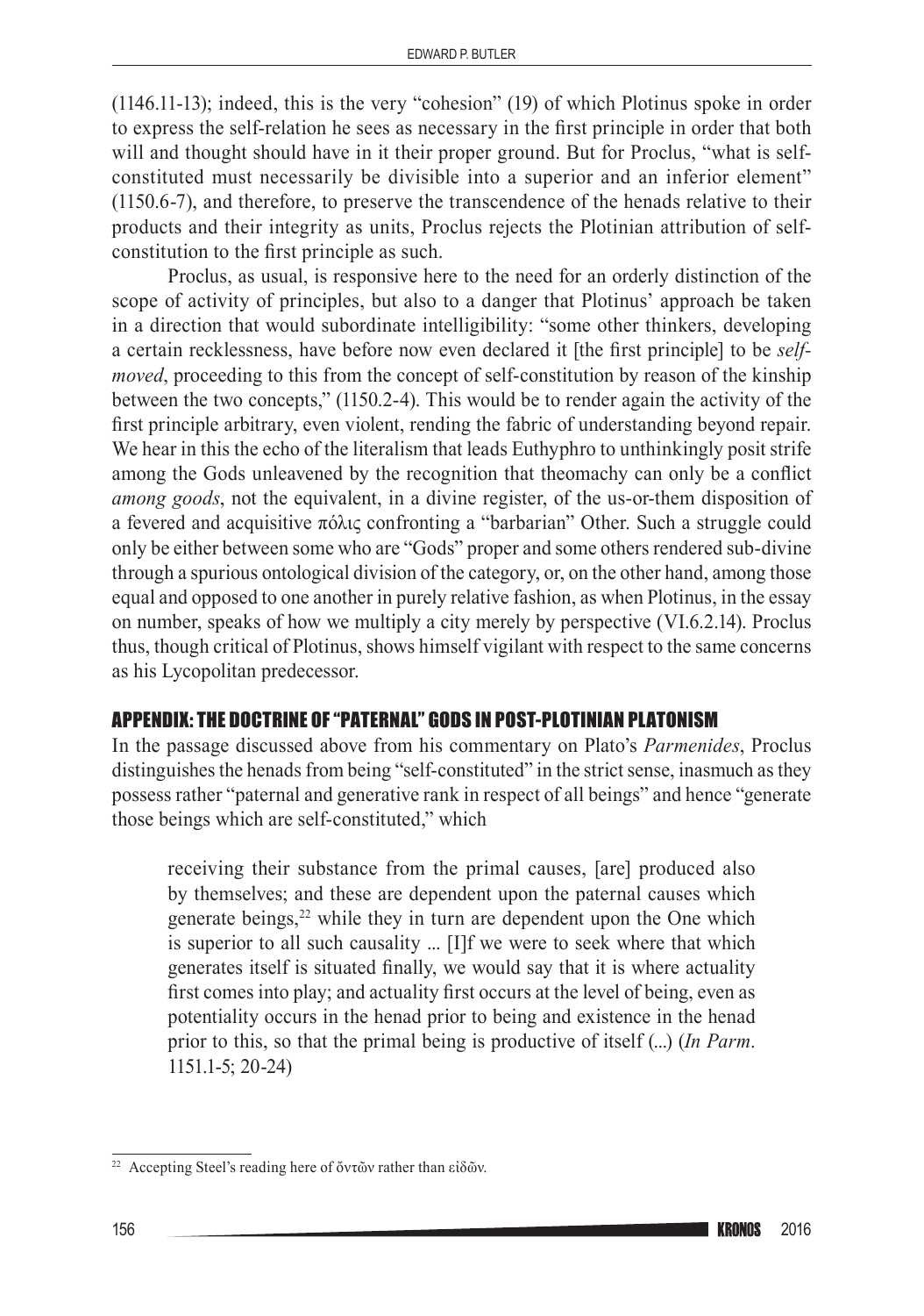(1146.11-13); indeed, this is the very "cohesion" (19) of which Plotinus spoke in order to express the self-relation he sees as necessary in the first principle in order that both will and thought should have in it their proper ground. But for Proclus, "what is self-constituted must necessarily be divisible into a superior and an inferior element" (1150.6-7), and therefore, to preserve the transcendence of the henads relative to their products and their integrity as units, Proclus rejects the Plotinian attribution of self-constitution to the first principle as such.

Proclus, as usual, is responsive here to the need for an orderly distinction of the scope of activity of principles, but also to a danger that Plotinus' approach be taken in a direction that would subordinate intelligibility: "some other thinkers, developing a certain recklessness, have before now even declared it [the first principle] to be *self-moved*, proceeding to this from the concept of self-constitution by reason of the kinship between the two concepts," (1150.2-4). This would be to render again the activity of the first principle arbitrary, even violent, rending the fabric of understanding beyond repair. We hear in this the echo of the literalism that leads Euthyphro to unthinkingly posit strife among the Gods unleavened by the recognition that theomachy can only be a conflict *among goods*, not the equivalent, in a divine register, of the us-or-them disposition of a fevered and acquisitive πόλις confronting a "barbarian" Other. Such a struggle could only be either between some who are "Gods" proper and some others rendered sub-divine through a spurious ontological division of the category, or, on the other hand, among those equal and opposed to one another in purely relative fashion, as when Plotinus, in the essay on number, speaks of how we multiply a city merely by perspective (VI.6.2.14). Proclus thus, though critical of Plotinus, shows himself vigilant with respect to the same concerns as his Lycopolitan predecessor.

## APPENDIX: THE DOCTRINE OF "PATERNAL" GODS IN POST-PLOTINIAN PLATONISM

In the passage discussed above from his commentary on Plato's *Parmenides*, Proclus distinguishes the henads from being "self-constituted" in the strict sense, inasmuch as they possess rather "paternal and generative rank in respect of all beings" and hence "generate those beings which are self-constituted," which

> receiving their substance from the primal causes, [are] produced also by themselves; and these are dependent upon the paternal causes which generate beings,[22] while they in turn are dependent upon the One which is superior to all such causality ... [I]f we were to seek where that which generates itself is situated finally, we would say that it is where actuality first comes into play; and actuality first occurs at the level of being, even as potentiality occurs in the henad prior to being and existence in the henad prior to this, so that the primal being is productive of itself (...) (*In Parm*. 1151.1-5; 20-24)

[22] Accepting Steel's reading here of ὄντῶν rather than εἰδῶν.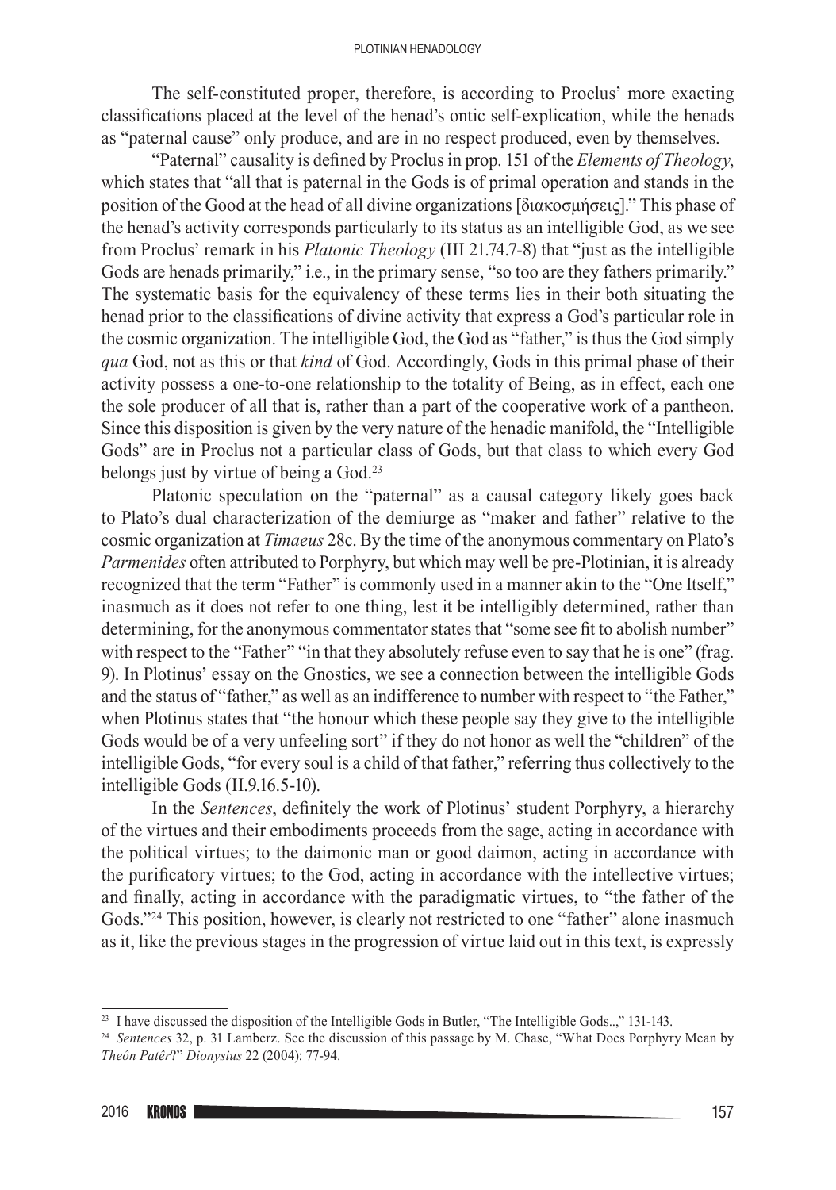The self-constituted proper, therefore, is according to Proclus' more exacting classifications placed at the level of the henad's ontic self-explication, while the henads as "paternal cause" only produce, and are in no respect produced, even by themselves.

"Paternal" causality is defined by Proclus in prop. 151 of the *Elements of Theology*, which states that "all that is paternal in the Gods is of primal operation and stands in the position of the Good at the head of all divine organizations [διακοσμήσεις]." This phase of the henad's activity corresponds particularly to its status as an intelligible God, as we see from Proclus' remark in his *Platonic Theology* (III 21.74.7-8) that "just as the intelligible Gods are henads primarily," i.e., in the primary sense, "so too are they fathers primarily." The systematic basis for the equivalency of these terms lies in their both situating the henad prior to the classifications of divine activity that express a God's particular role in the cosmic organization. The intelligible God, the God as "father," is thus the God simply *qua* God, not as this or that *kind* of God. Accordingly, Gods in this primal phase of their activity possess a one-to-one relationship to the totality of Being, as in effect, each one the sole producer of all that is, rather than a part of the cooperative work of a pantheon. Since this disposition is given by the very nature of the henadic manifold, the "Intelligible Gods" are in Proclus not a particular class of Gods, but that class to which every God belongs just by virtue of being a God.[23]

Platonic speculation on the "paternal" as a causal category likely goes back to Plato's dual characterization of the demiurge as "maker and father" relative to the cosmic organization at *Timaeus* 28c. By the time of the anonymous commentary on Plato's *Parmenides* often attributed to Porphyry, but which may well be pre-Plotinian, it is already recognized that the term "Father" is commonly used in a manner akin to the "One Itself," inasmuch as it does not refer to one thing, lest it be intelligibly determined, rather than determining, for the anonymous commentator states that "some see fit to abolish number" with respect to the "Father" "in that they absolutely refuse even to say that he is one" (frag. 9). In Plotinus' essay on the Gnostics, we see a connection between the intelligible Gods and the status of "father," as well as an indifference to number with respect to "the Father," when Plotinus states that "the honour which these people say they give to the intelligible Gods would be of a very unfeeling sort" if they do not honor as well the "children" of the intelligible Gods, "for every soul is a child of that father," referring thus collectively to the intelligible Gods (II.9.16.5-10).

In the *Sentences*, definitely the work of Plotinus' student Porphyry, a hierarchy of the virtues and their embodiments proceeds from the sage, acting in accordance with the political virtues; to the daimonic man or good daimon, acting in accordance with the purificatory virtues; to the God, acting in accordance with the intellective virtues; and finally, acting in accordance with the paradigmatic virtues, to "the father of the Gods."[24] This position, however, is clearly not restricted to one "father" alone inasmuch as it, like the previous stages in the progression of virtue laid out in this text, is expressly

---

[23] I have discussed the disposition of the Intelligible Gods in Butler, "The Intelligible Gods..," 131-143.

[24] *Sentences* 32, p. 31 Lamberz. See the discussion of this passage by M. Chase, "What Does Porphyry Mean by *Theôn Patêr*?" *Dionysius* 22 (2004): 77-94.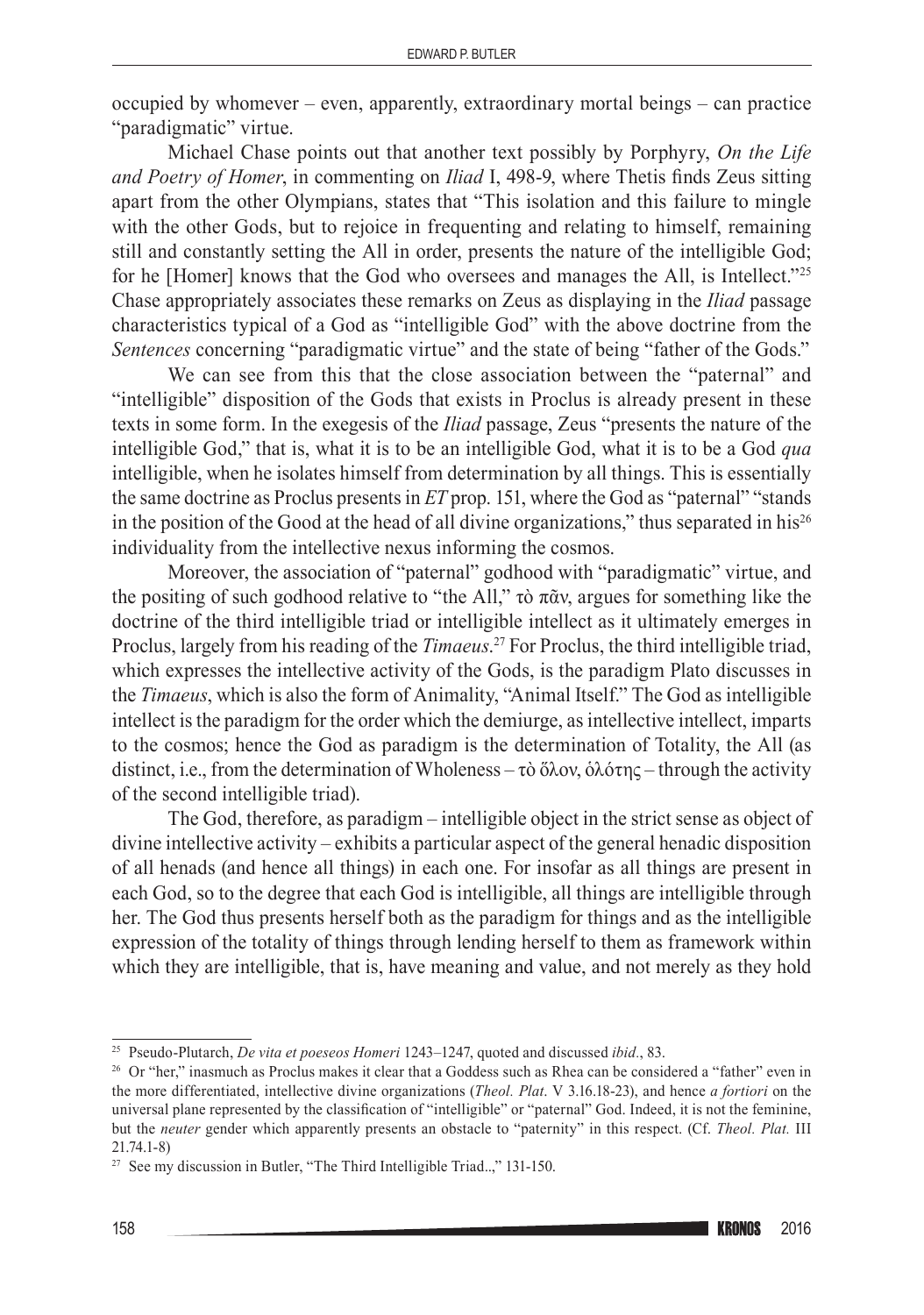occupied by whomever – even, apparently, extraordinary mortal beings – can practice "paradigmatic" virtue.

Michael Chase points out that another text possibly by Porphyry, *On the Life and Poetry of Homer*, in commenting on *Iliad* I, 498-9, where Thetis finds Zeus sitting apart from the other Olympians, states that "This isolation and this failure to mingle with the other Gods, but to rejoice in frequenting and relating to himself, remaining still and constantly setting the All in order, presents the nature of the intelligible God; for he [Homer] knows that the God who oversees and manages the All, is Intellect."[25] Chase appropriately associates these remarks on Zeus as displaying in the *Iliad* passage characteristics typical of a God as "intelligible God" with the above doctrine from the *Sentences* concerning "paradigmatic virtue" and the state of being "father of the Gods."

We can see from this that the close association between the "paternal" and "intelligible" disposition of the Gods that exists in Proclus is already present in these texts in some form. In the exegesis of the *Iliad* passage, Zeus "presents the nature of the intelligible God," that is, what it is to be an intelligible God, what it is to be a God *qua* intelligible, when he isolates himself from determination by all things. This is essentially the same doctrine as Proclus presents in *ET* prop. 151, where the God as "paternal" "stands in the position of the Good at the head of all divine organizations," thus separated in his[26] individuality from the intellective nexus informing the cosmos.

Moreover, the association of "paternal" godhood with "paradigmatic" virtue, and the positing of such godhood relative to "the All," τὸ πᾶν, argues for something like the doctrine of the third intelligible triad or intelligible intellect as it ultimately emerges in Proclus, largely from his reading of the *Timaeus*.[27] For Proclus, the third intelligible triad, which expresses the intellective activity of the Gods, is the paradigm Plato discusses in the *Timaeus*, which is also the form of Animality, "Animal Itself." The God as intelligible intellect is the paradigm for the order which the demiurge, as intellective intellect, imparts to the cosmos; hence the God as paradigm is the determination of Totality, the All (as distinct, i.e., from the determination of Wholeness – τὸ ὅλον, ὁλότης – through the activity of the second intelligible triad).

The God, therefore, as paradigm – intelligible object in the strict sense as object of divine intellective activity – exhibits a particular aspect of the general henadic disposition of all henads (and hence all things) in each one. For insofar as all things are present in each God, so to the degree that each God is intelligible, all things are intelligible through her. The God thus presents herself both as the paradigm for things and as the intelligible expression of the totality of things through lending herself to them as framework within which they are intelligible, that is, have meaning and value, and not merely as they hold

---

[25] Pseudo-Plutarch, *De vita et poeseos Homeri* 1243–1247, quoted and discussed *ibid*., 83.

[26] Or "her," inasmuch as Proclus makes it clear that a Goddess such as Rhea can be considered a "father" even in the more differentiated, intellective divine organizations (*Theol. Plat*. V 3.16.18-23), and hence *a fortiori* on the universal plane represented by the classification of "intelligible" or "paternal" God. Indeed, it is not the feminine, but the *neuter* gender which apparently presents an obstacle to "paternity" in this respect. (Cf. *Theol. Plat.* III 21.74.1-8)

[27] See my discussion in Butler, "The Third Intelligible Triad..," 131-150.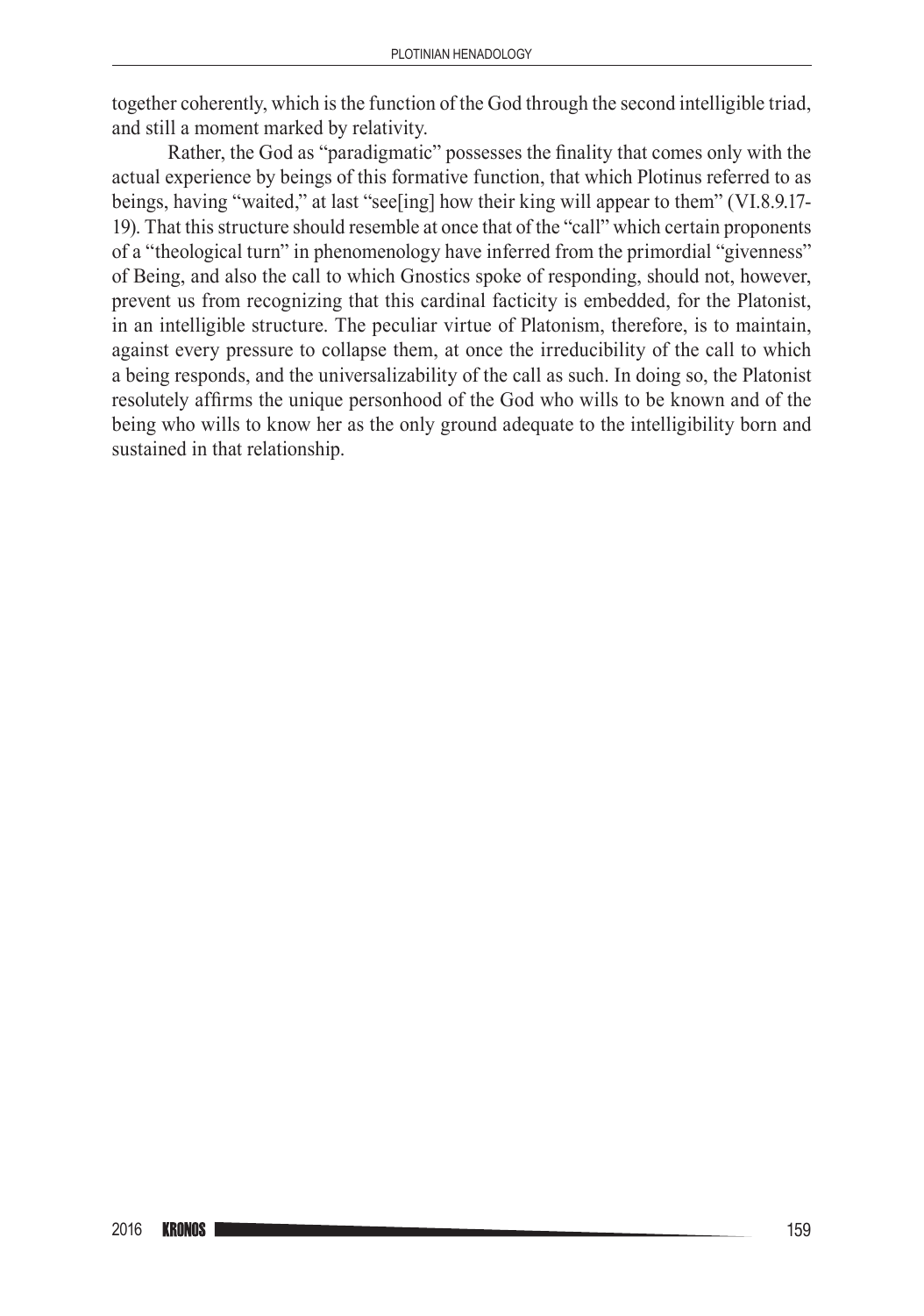together coherently, which is the function of the God through the second intelligible triad, and still a moment marked by relativity.

Rather, the God as "paradigmatic" possesses the finality that comes only with the actual experience by beings of this formative function, that which Plotinus referred to as beings, having "waited," at last "see[ing] how their king will appear to them" (VI.8.9.17-19). That this structure should resemble at once that of the "call" which certain proponents of a "theological turn" in phenomenology have inferred from the primordial "givenness" of Being, and also the call to which Gnostics spoke of responding, should not, however, prevent us from recognizing that this cardinal facticity is embedded, for the Platonist, in an intelligible structure. The peculiar virtue of Platonism, therefore, is to maintain, against every pressure to collapse them, at once the irreducibility of the call to which a being responds, and the universalizability of the call as such. In doing so, the Platonist resolutely affirms the unique personhood of the God who wills to be known and of the being who wills to know her as the only ground adequate to the intelligibility born and sustained in that relationship.